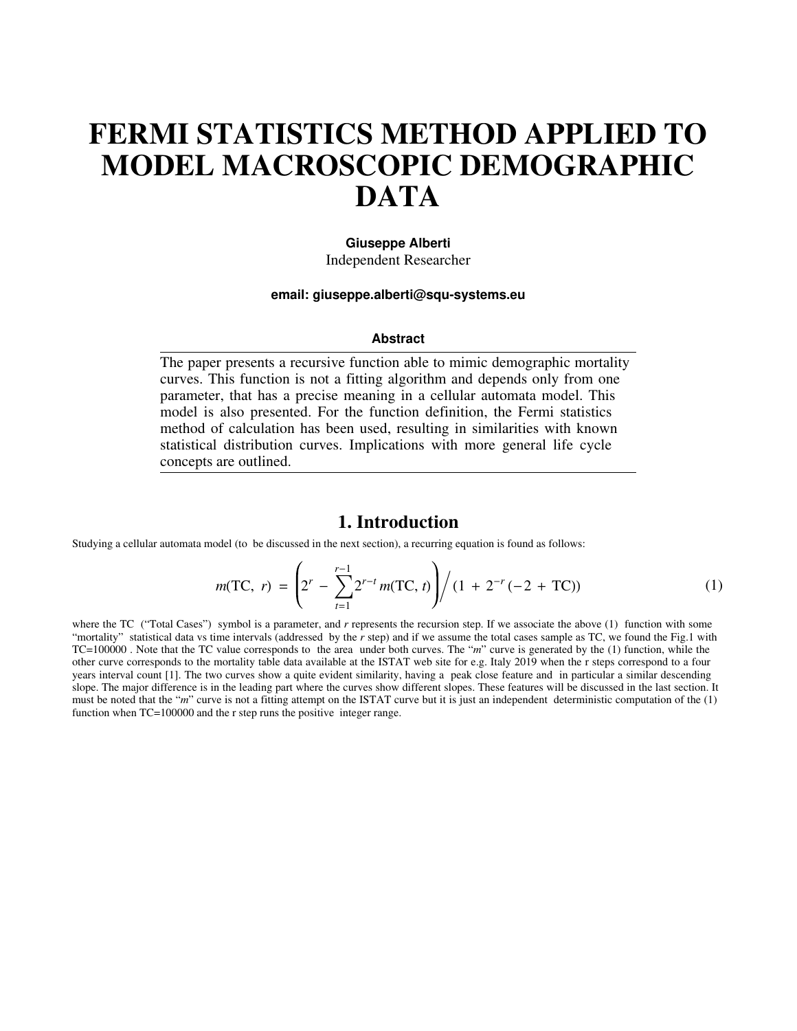// FERMI STATISTICS METHOD APPLIED TO MODEL MACROSCOPIC DEMOGRAPHIC DATA

**Giuseppe Alberti**
Independent Researcher

**email: giuseppe.alberti@squ-systems.eu**

**Abstract**

The paper presents a recursive function able to mimic demographic mortality curves. This function is not a fitting algorithm and depends only from one parameter, that has a precise meaning in a cellular automata model. This model is also presented. For the function definition, the Fermi statistics method of calculation has been used, resulting in similarities with known statistical distribution curves. Implications with more general life cycle concepts are outlined.

## 1. Introduction

Studying a cellular automata model (to be discussed in the next section), a recurring equation is found as follows:

$$m(\mathrm{TC},\ r)\ =\ \left(2^{r}\ -\ \sum_{t=1}^{r-1} 2^{r-t}\, m(\mathrm{TC},\, t)\right) \Big/ \left(1\ +\ 2^{-r}\,(-2\ +\ \mathrm{TC})\right) \tag{1}$$

where the TC ("Total Cases") symbol is a parameter, and *r* represents the recursion step. If we associate the above (1) function with some "mortality" statistical data vs time intervals (addressed by the *r* step) and if we assume the total cases sample as TC, we found the Fig.1 with TC=100000 . Note that the TC value corresponds to the area under both curves. The "*m*" curve is generated by the (1) function, while the other curve corresponds to the mortality table data available at the ISTAT web site for e.g. Italy 2019 when the r steps correspond to a four years interval count [1]. The two curves show a quite evident similarity, having a peak close feature and in particular a similar descending slope. The major difference is in the leading part where the curves show different slopes. These features will be discussed in the last section. It must be noted that the "*m*" curve is not a fitting attempt on the ISTAT curve but it is just an independent deterministic computation of the (1) function when TC=100000 and the r step runs the positive integer range.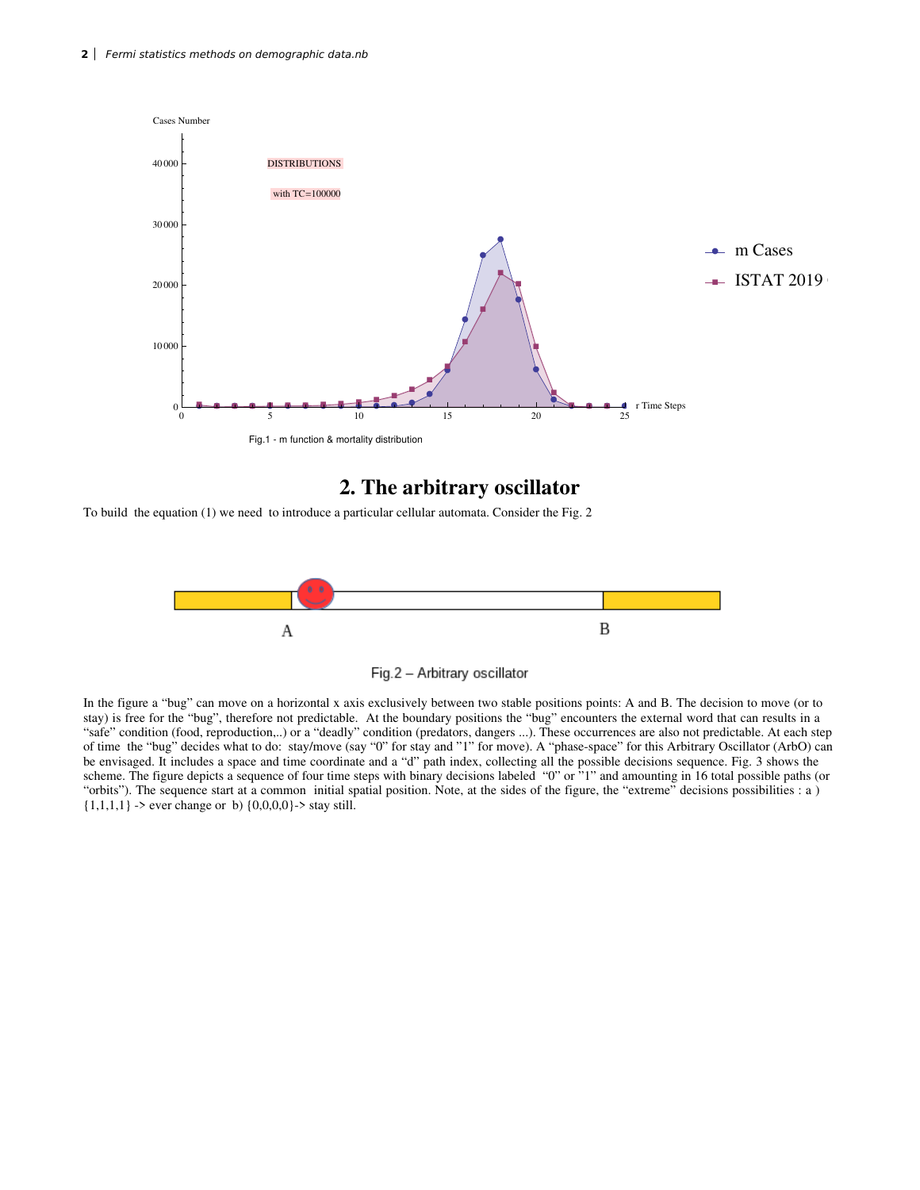Fig.1 - m function & mortality distribution

## 2. The arbitrary oscillator

To build the equation (1) we need to introduce a particular cellular automata. Consider the Fig. 2

Fig.2 – Arbitrary oscillator

In the figure a "bug" can move on a horizontal x axis exclusively between two stable positions points: A and B. The decision to move (or to stay) is free for the "bug", therefore not predictable. At the boundary positions the "bug" encounters the external word that can results in a "safe" condition (food, reproduction,..) or a "deadly" condition (predators, dangers ...). These occurrences are also not predictable. At each step of time the "bug" decides what to do: stay/move (say "0" for stay and "1" for move). A "phase-space" for this Arbitrary Oscillator (ArbO) can be envisaged. It includes a space and time coordinate and a "d" path index, collecting all the possible decisions sequence. Fig. 3 shows the scheme. The figure depicts a sequence of four time steps with binary decisions labeled "0" or "1" and amounting in 16 total possible paths (or "orbits"). The sequence start at a common initial spatial position. Note, at the sides of the figure, the "extreme" decisions possibilities : a ) {1,1,1,1} -> ever change or b) {0,0,0,0}-> stay still.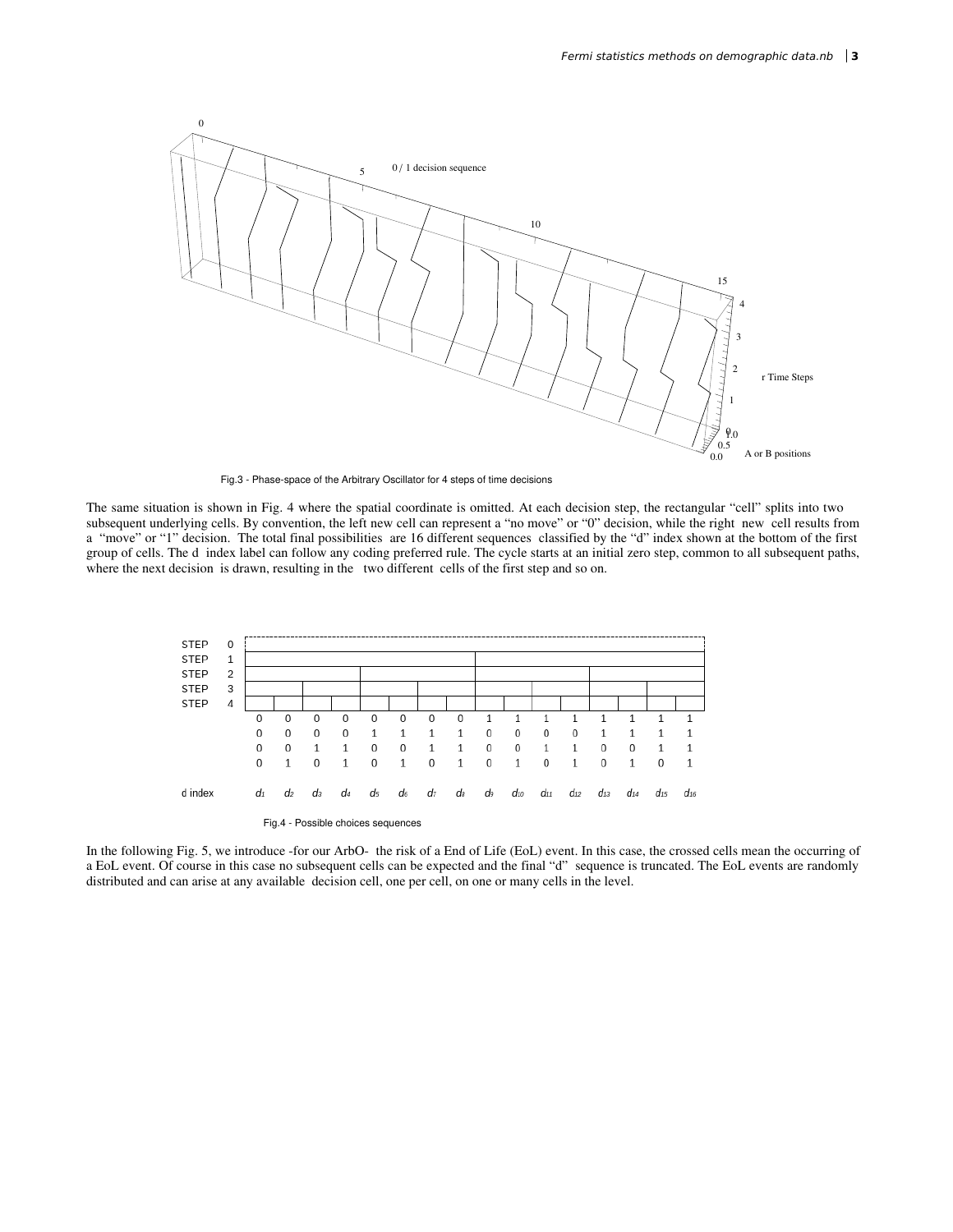Fig.3 - Phase-space of the Arbitrary Oscillator for 4 steps of time decisions

The same situation is shown in Fig. 4 where the spatial coordinate is omitted. At each decision step, the rectangular "cell" splits into two subsequent underlying cells. By convention, the left new cell can represent a "no move" or "0" decision, while the right new cell results from a "move" or "1" decision. The total final possibilities are 16 different sequences classified by the "d" index shown at the bottom of the first group of cells. The d index label can follow any coding preferred rule. The cycle starts at an initial zero step, common to all subsequent paths, where the next decision is drawn, resulting in the two different cells of the first step and so on.

| | $d_1$ | $d_2$ | $d_3$ | $d_4$ | $d_5$ | $d_6$ | $d_7$ | $d_8$ | $d_9$ | $d_{10}$ | $d_{11}$ | $d_{12}$ | $d_{13}$ | $d_{14}$ | $d_{15}$ | $d_{16}$ |
|---|---|---|---|---|---|---|---|---|---|---|---|---|---|---|---|---|
| STEP 1 | 0 | 0 | 0 | 0 | 0 | 0 | 0 | 0 | 1 | 1 | 1 | 1 | 1 | 1 | 1 | 1 |
| STEP 2 | 0 | 0 | 0 | 0 | 1 | 1 | 1 | 1 | 0 | 0 | 0 | 0 | 1 | 1 | 1 | 1 |
| STEP 3 | 0 | 0 | 1 | 1 | 0 | 0 | 1 | 1 | 0 | 0 | 1 | 1 | 0 | 0 | 1 | 1 |
| STEP 4 | 0 | 1 | 0 | 1 | 0 | 1 | 0 | 1 | 0 | 1 | 0 | 1 | 0 | 1 | 0 | 1 |

Fig.4 - Possible choices sequences

In the following Fig. 5, we introduce -for our ArbO- the risk of a End of Life (EoL) event. In this case, the crossed cells mean the occurring of a EoL event. Of course in this case no subsequent cells can be expected and the final "d" sequence is truncated. The EoL events are randomly distributed and can arise at any available decision cell, one per cell, on one or many cells in the level.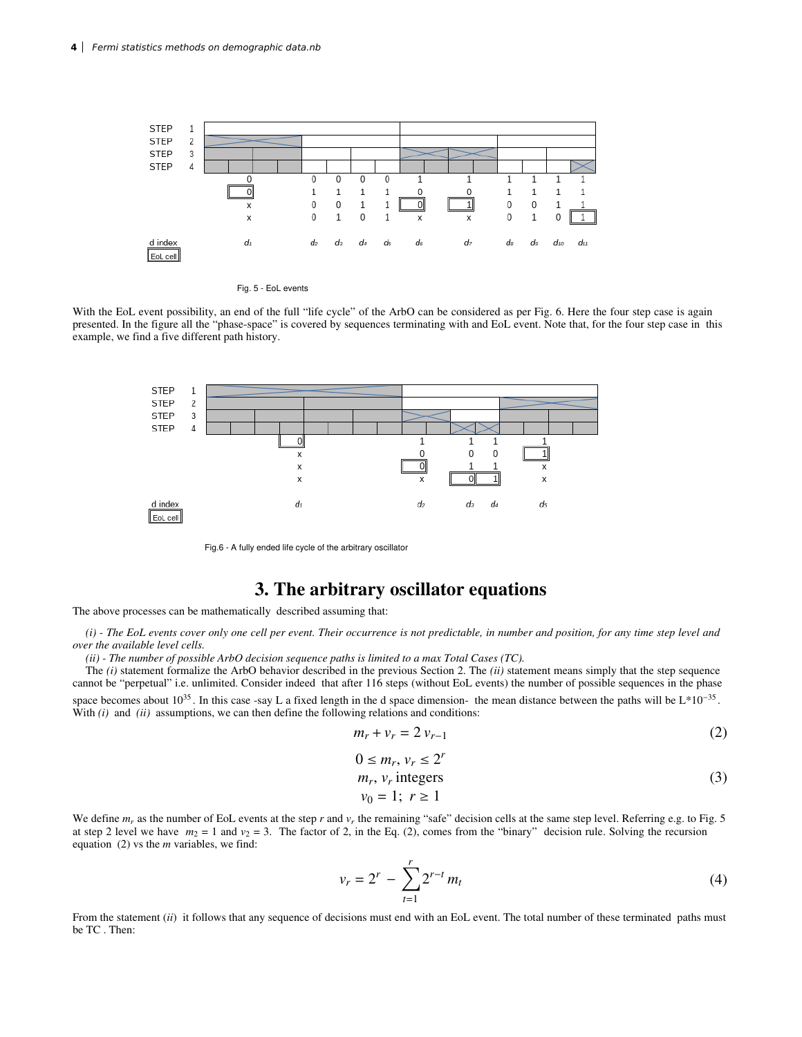STEP 1
STEP 2
STEP 3
STEP 4

| | $d_1$ | $d_2$ | $d_3$ | $d_4$ | $d_5$ | $d_6$ | $d_7$ | $d_8$ | $d_9$ | $d_{10}$ | $d_{11}$ |
|---|---|---|---|---|---|---|---|---|---|---|---|
| | 0 | 0 | 0 | 0 | 0 | 1 | 1 | 1 | 1 | 1 | 1 |
| | [0] | 1 | 1 | 1 | 1 | 0 | 0 | 1 | 1 | 1 | 1 |
| | x | 0 | 0 | 1 | 1 | [0] | [1] | 0 | 0 | 1 | 1 |
| | x | 0 | 1 | 0 | 1 | x | x | 0 | 1 | 0 | [1] |

d index
[EoL cell]

Fig. 5 - EoL events

With the EoL event possibility, an end of the full "life cycle" of the ArbO can be considered as per Fig. 6. Here the four step case is again presented. In the figure all the "phase-space" is covered by sequences terminating with and EoL event. Note that, for the four step case in this example, we find a five different path history.

STEP 1
STEP 2
STEP 3
STEP 4

| | $d_1$ | $d_2$ | $d_3$ | $d_4$ | $d_5$ |
|---|---|---|---|---|---|
| | [0] | 1 | 1 | 1 | 1 |
| | x | 0 | 0 | 0 | [1] |
| | x | [0] | 1 | 1 | x |
| | x | x | [0] | [1] | x |

d index
[EoL cell]

Fig.6 - A fully ended life cycle of the arbitrary oscillator

# 3. The arbitrary oscillator equations

The above processes can be mathematically described assuming that:

*(i) - The EoL events cover only one cell per event. Their occurrence is not predictable, in number and position, for any time step level and over the available level cells.*

*(ii) - The number of possible ArbO decision sequence paths is limited to a max Total Cases (TC).*

The *(i)* statement formalize the ArbO behavior described in the previous Section 2. The *(ii)* statement means simply that the step sequence cannot be "perpetual" i.e. unlimited. Consider indeed that after 116 steps (without EoL events) the number of possible sequences in the phase space becomes about $10^{35}$. In this case -say L a fixed length in the d space dimension- the mean distance between the paths will be $L*10^{-35}$. With *(i)* and *(ii)* assumptions, we can then define the following relations and conditions:

$$m_r + v_r = 2\, v_{r-1} \tag{2}$$

$$\begin{gathered} 0 \le m_r,\, v_r \le 2^r \\ m_r,\, v_r \text{ integers} \\ v_0 = 1;\; r \ge 1 \end{gathered} \tag{3}$$

We define $m_r$ as the number of EoL events at the step $r$ and $v_r$ the remaining "safe" decision cells at the same step level. Referring e.g. to Fig. 5 at step 2 level we have $m_2 = 1$ and $v_2 = 3$. The factor of 2, in the Eq. (2), comes from the "binary" decision rule. Solving the recursion equation (2) vs the $m$ variables, we find:

$$v_r = 2^r - \sum_{t=1}^{r} 2^{r-t}\, m_t \tag{4}$$

From the statement (*ii*) it follows that any sequence of decisions must end with an EoL event. The total number of these terminated paths must be TC . Then: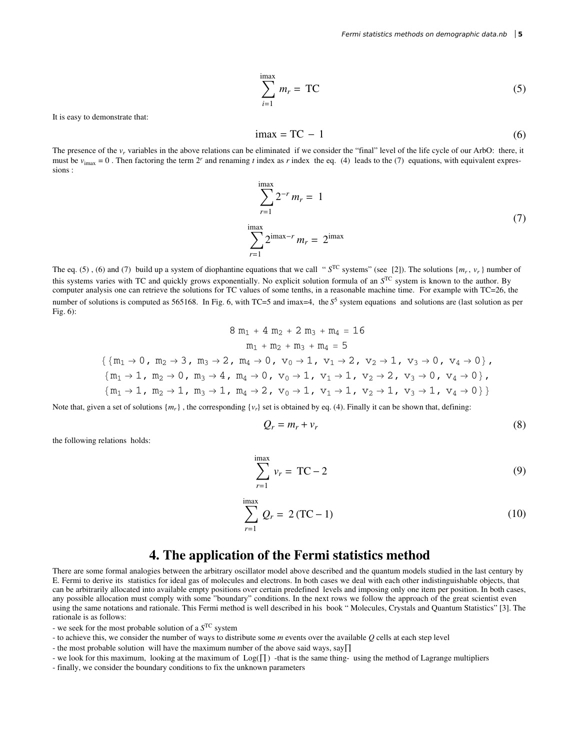$$\sum_{i=1}^{\text{imax}} m_r = \text{TC} \tag{5}$$

It is easy to demonstrate that:

$$\text{imax} = \text{TC} - 1 \tag{6}$$

The presence of the $v_r$ variables in the above relations can be eliminated if we consider the "final" level of the life cycle of our ArbO: there, it must be $v_{\text{imax}} = 0$ . Then factoring the term $2^r$ and renaming $t$ index as $r$ index the eq. (4) leads to the (7) equations, with equivalent expressions :

$$\begin{gathered} \sum_{r=1}^{\text{imax}} 2^{-r} m_r = 1 \\ \sum_{r=1}^{\text{imax}} 2^{\text{imax}-r} m_r = 2^{\text{imax}} \end{gathered} \tag{7}$$

The eq. (5) , (6) and (7) build up a system of diophantine equations that we call " $S^{\text{TC}}$ systems" (see [2]). The solutions $\{m_r, v_r\}$ number of this systems varies with TC and quickly grows exponentially. No explicit solution formula of an $S^{\text{TC}}$ system is known to the author. By computer analysis one can retrieve the solutions for TC values of some tenths, in a reasonable machine time. For example with TC=26, the number of solutions is computed as 565168. In Fig. 6, with TC=5 and imax=4, the $S^5$ system equations and solutions are (last solution as per Fig. 6):

$$8\, m_1 + 4\, m_2 + 2\, m_3 + m_4 = 16$$

$$m_1 + m_2 + m_3 + m_4 = 5$$

$$\{\{m_1 \to 0,\, m_2 \to 3,\, m_3 \to 2,\, m_4 \to 0,\, v_0 \to 1,\, v_1 \to 2,\, v_2 \to 1,\, v_3 \to 0,\, v_4 \to 0\},$$
$$\{m_1 \to 1,\, m_2 \to 0,\, m_3 \to 4,\, m_4 \to 0,\, v_0 \to 1,\, v_1 \to 1,\, v_2 \to 2,\, v_3 \to 0,\, v_4 \to 0\},$$
$$\{m_1 \to 1,\, m_2 \to 1,\, m_3 \to 1,\, m_4 \to 2,\, v_0 \to 1,\, v_1 \to 1,\, v_2 \to 1,\, v_3 \to 1,\, v_4 \to 0\}\}$$

Note that, given a set of solutions $\{m_r\}$ , the corresponding $\{v_r\}$ set is obtained by eq. (4). Finally it can be shown that, defining:

$$Q_r = m_r + v_r \tag{8}$$

the following relations holds:

$$\sum_{r=1}^{\text{imax}} v_r = \text{TC} - 2 \tag{9}$$

$$\sum_{r=1}^{\text{imax}} Q_r = 2\,(\text{TC} - 1) \tag{10}$$

# 4. The application of the Fermi statistics method

There are some formal analogies between the arbitrary oscillator model above described and the quantum models studied in the last century by E. Fermi to derive its statistics for ideal gas of molecules and electrons. In both cases we deal with each other indistinguishable objects, that can be arbitrarily allocated into available empty positions over certain predefined levels and imposing only one item per position. In both cases, any possible allocation must comply with some "boundary" conditions. In the next rows we follow the approach of the great scientist even using the same notations and rationale. This Fermi method is well described in his book " Molecules, Crystals and Quantum Statistics" [3]. The rationale is as follows:

- we seek for the most probable solution of a $S^{\text{TC}}$ system
- to achieve this, we consider the number of ways to distribute some $m$ events over the available $Q$ cells at each step level
- the most probable solution will have the maximum number of the above said ways, say $\prod$
- we look for this maximum, looking at the maximum of $\text{Log}(\prod)$ -that is the same thing- using the method of Lagrange multipliers
- finally, we consider the boundary conditions to fix the unknown parameters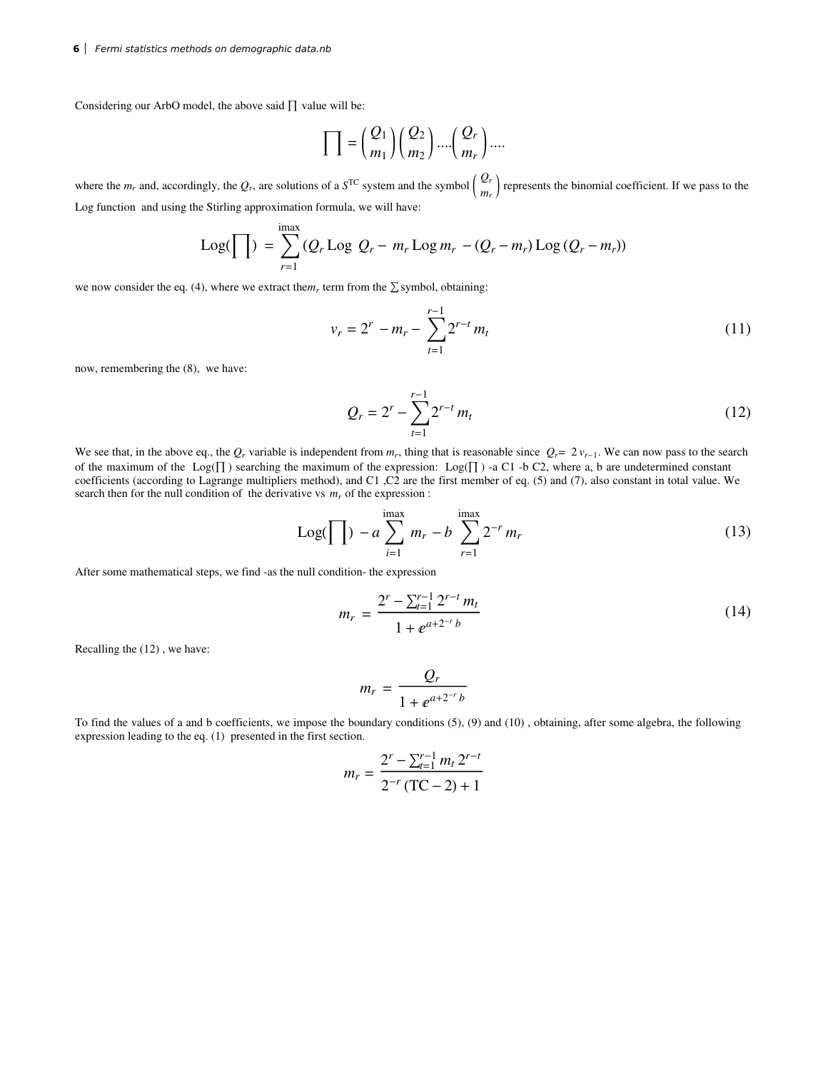Considering our ArbO model, the above said $\prod$ value will be:

$$\prod = \binom{Q_1}{m_1}\binom{Q_2}{m_2}....\binom{Q_r}{m_r}....$$

where the $m_r$ and, accordingly, the $Q_r$, are solutions of a $S^{\text{TC}}$ system and the symbol $\binom{Q_r}{m_r}$ represents the binomial coefficient. If we pass to the Log function and using the Stirling approximation formula, we will have:

$$\text{Log}(\prod) = \sum_{r=1}^{\text{imax}} (Q_r \,\text{Log}\; Q_r - m_r \,\text{Log}\, m_r - (Q_r - m_r)\,\text{Log}\,(Q_r - m_r))$$

we now consider the eq. (4), where we extract the$m_r$ term from the $\sum$ symbol, obtaining:

$$v_r = 2^r - m_r - \sum_{t=1}^{r-1} 2^{r-t}\, m_t \tag{11}$$

now, remembering the (8), we have:

$$Q_r = 2^r - \sum_{t=1}^{r-1} 2^{r-t}\, m_t \tag{12}$$

We see that, in the above eq., the $Q_r$ variable is independent from $m_r$, thing that is reasonable since $Q_r = 2\, v_{r-1}$. We can now pass to the search of the maximum of the $\text{Log}(\prod)$ searching the maximum of the expression: $\text{Log}(\prod)$ -a C1 -b C2, where a, b are undetermined constant coefficients (according to Lagrange multipliers method), and C1 ,C2 are the first member of eq. (5) and (7), also constant in total value. We search then for the null condition of the derivative vs $m_r$ of the expression :

$$\text{Log}(\prod) - a\sum_{i=1}^{\text{imax}} m_r - b\sum_{r=1}^{\text{imax}} 2^{-r}\, m_r \tag{13}$$

After some mathematical steps, we find -as the null condition- the expression

$$m_r = \frac{2^r - \sum_{t=1}^{r-1} 2^{r-t}\, m_t}{1 + e^{a + 2^{-r}\, b}} \tag{14}$$

Recalling the (12) , we have:

$$m_r = \frac{Q_r}{1 + e^{a + 2^{-r}\, b}}$$

To find the values of a and b coefficients, we impose the boundary conditions (5), (9) and (10) , obtaining, after some algebra, the following expression leading to the eq. (1) presented in the first section.

$$m_r = \frac{2^r - \sum_{t=1}^{r-1} m_t\, 2^{r-t}}{2^{-r}\,(\text{TC} - 2) + 1}$$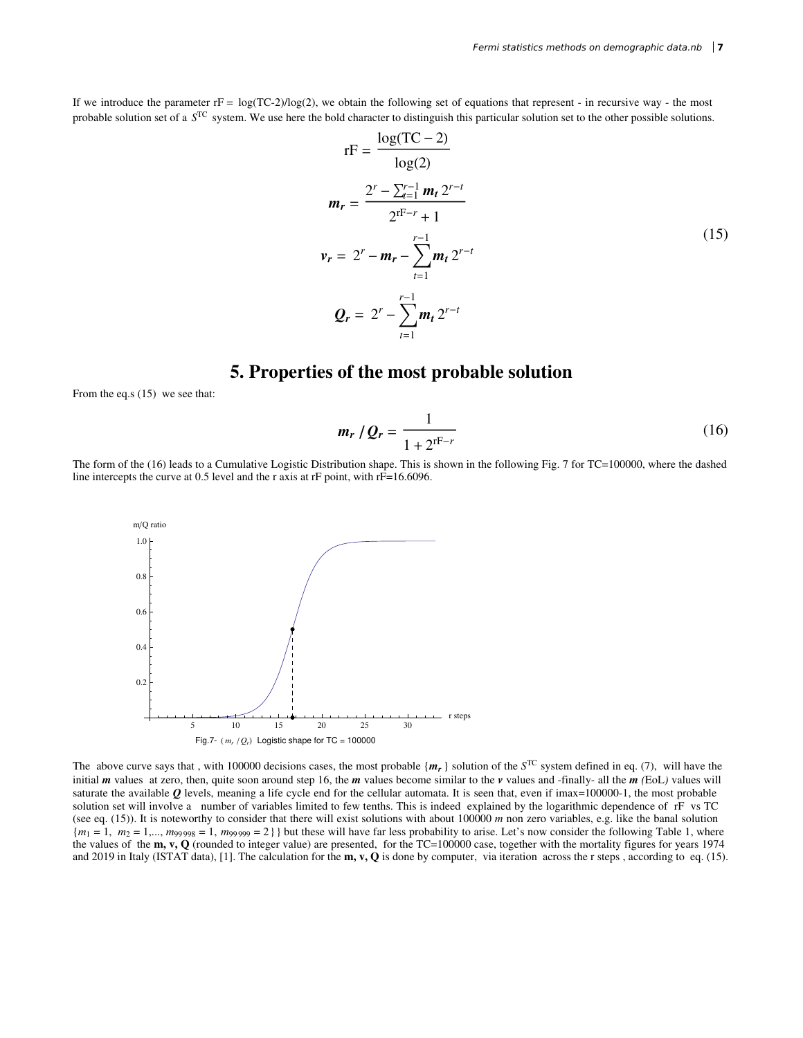If we introduce the parameter rF = log(TC-2)/log(2), we obtain the following set of equations that represent - in recursive way - the most probable solution set of a $S^{TC}$ system. We use here the bold character to distinguish this particular solution set to the other possible solutions.

$$
\begin{aligned}
\text{rF} &= \frac{\log(\text{TC}-2)}{\log(2)} \\
\boldsymbol{m_r} &= \frac{2^r - \sum_{t=1}^{r-1} \boldsymbol{m_t}\, 2^{r-t}}{2^{\text{rF}-r}+1} \\
\boldsymbol{v_r} &= 2^r - \boldsymbol{m_r} - \sum_{t=1}^{r-1} \boldsymbol{m_t}\, 2^{r-t} \\
\boldsymbol{Q_r} &= 2^r - \sum_{t=1}^{r-1} \boldsymbol{m_t}\, 2^{r-t}
\end{aligned}
\tag{15}
$$

# 5. Properties of the most probable solution

From the eq.s (15) we see that:

$$
\boldsymbol{m_r} \,/\, \boldsymbol{Q_r} = \frac{1}{1+2^{\text{rF}-r}} \tag{16}
$$

The form of the (16) leads to a Cumulative Logistic Distribution shape. This is shown in the following Fig. 7 for TC=100000, where the dashed line intercepts the curve at 0.5 level and the r axis at rF point, with rF=16.6096.

Fig.7- ($m_r / Q_r$) Logistic shape for TC = 100000

The above curve says that , with 100000 decisions cases, the most probable $\{\boldsymbol{m_r}\}$ solution of the $S^{TC}$ system defined in eq. (7), will have the initial $\boldsymbol{m}$ values at zero, then, quite soon around step 16, the $\boldsymbol{m}$ values become similar to the $\boldsymbol{v}$ values and -finally- all the $\boldsymbol{m}$ (EoL) values will saturate the available $\boldsymbol{Q}$ levels, meaning a life cycle end for the cellular automata. It is seen that, even if imax=100000-1, the most probable solution set will involve a number of variables limited to few tenths. This is indeed explained by the logarithmic dependence of rF vs TC (see eq. (15)). It is noteworthy to consider that there will exist solutions with about 100000 $m$ non zero variables, e.g. like the banal solution $\{m_1 = 1,\ m_2 = 1, \ldots, m_{99\,998} = 1,\ m_{99\,999} = 2\}$ but these will have far less probability to arise. Let's now consider the following Table 1, where the values of the **m, v, Q** (rounded to integer value) are presented, for the TC=100000 case, together with the mortality figures for years 1974 and 2019 in Italy (ISTAT data), [1]. The calculation for the **m, v, Q** is done by computer, via iteration across the r steps , according to eq. (15).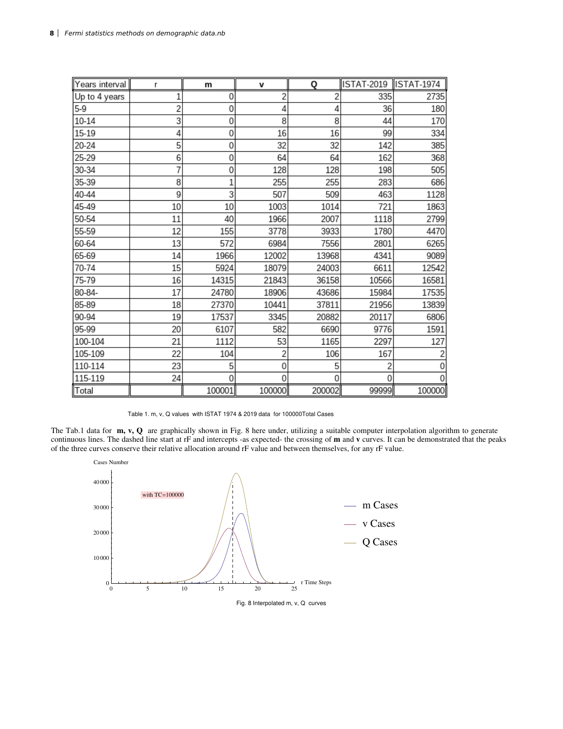| Years interval | r | m | v | Q | ISTAT-2019 | ISTAT-1974 |
|---|---|---|---|---|---|---|
| Up to 4 years | 1 | 0 | 2 | 2 | 335 | 2735 |
| 5-9 | 2 | 0 | 4 | 4 | 36 | 180 |
| 10-14 | 3 | 0 | 8 | 8 | 44 | 170 |
| 15-19 | 4 | 0 | 16 | 16 | 99 | 334 |
| 20-24 | 5 | 0 | 32 | 32 | 142 | 385 |
| 25-29 | 6 | 0 | 64 | 64 | 162 | 368 |
| 30-34 | 7 | 0 | 128 | 128 | 198 | 505 |
| 35-39 | 8 | 1 | 255 | 255 | 283 | 686 |
| 40-44 | 9 | 3 | 507 | 509 | 463 | 1128 |
| 45-49 | 10 | 10 | 1003 | 1014 | 721 | 1863 |
| 50-54 | 11 | 40 | 1966 | 2007 | 1118 | 2799 |
| 55-59 | 12 | 155 | 3778 | 3933 | 1780 | 4470 |
| 60-64 | 13 | 572 | 6984 | 7556 | 2801 | 6265 |
| 65-69 | 14 | 1966 | 12002 | 13968 | 4341 | 9089 |
| 70-74 | 15 | 5924 | 18079 | 24003 | 6611 | 12542 |
| 75-79 | 16 | 14315 | 21843 | 36158 | 10566 | 16581 |
| 80-84- | 17 | 24780 | 18906 | 43686 | 15984 | 17535 |
| 85-89 | 18 | 27370 | 10441 | 37811 | 21956 | 13839 |
| 90-94 | 19 | 17537 | 3345 | 20882 | 20117 | 6806 |
| 95-99 | 20 | 6107 | 582 | 6690 | 9776 | 1591 |
| 100-104 | 21 | 1112 | 53 | 1165 | 2297 | 127 |
| 105-109 | 22 | 104 | 2 | 106 | 167 | 2 |
| 110-114 | 23 | 5 | 0 | 5 | 2 | 0 |
| 115-119 | 24 | 0 | 0 | 0 | 0 | 0 |
| Total | | 100001 | 100000 | 200002 | 99999 | 100000 |

Table 1. m, v, Q values with ISTAT 1974 & 2019 data for 100000Total Cases

The Tab.1 data for **m, v, Q** are graphically shown in Fig. 8 here under, utilizing a suitable computer interpolation algorithm to generate continuous lines. The dashed line start at rF and intercepts -as expected- the crossing of **m** and **v** curves. It can be demonstrated that the peaks of the three curves conserve their relative allocation around rF value and between themselves, for any rF value.

Fig. 8 Interpolated m, v, Q curves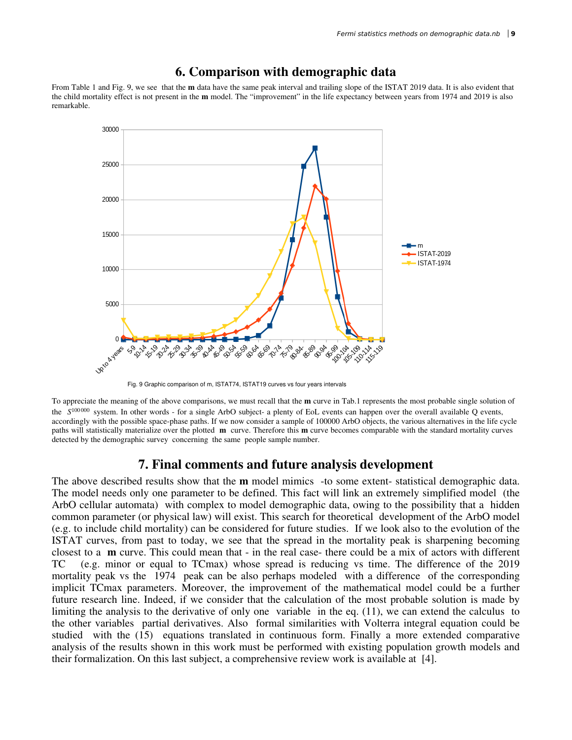## 6. Comparison with demographic data

From Table 1 and Fig. 9, we see that the **m** data have the same peak interval and trailing slope of the ISTAT 2019 data. It is also evident that the child mortality effect is not present in the **m** model. The "improvement" in the life expectancy between years from 1974 and 2019 is also remarkable.

Fig. 9 Graphic comparison of m, ISTAT74, ISTAT19 curves vs four years intervals

To appreciate the meaning of the above comparisons, we must recall that the **m** curve in Tab.1 represents the most probable single solution of the $S^{100\,000}$ system. In other words - for a single ArbO subject- a plenty of EoL events can happen over the overall available Q events, accordingly with the possible space-phase paths. If we now consider a sample of 100000 ArbO objects, the various alternatives in the life cycle paths will statistically materialize over the plotted **m** curve. Therefore this **m** curve becomes comparable with the standard mortality curves detected by the demographic survey concerning the same people sample number.

## 7. Final comments and future analysis development

The above described results show that the **m** model mimics -to some extent- statistical demographic data. The model needs only one parameter to be defined. This fact will link an extremely simplified model (the ArbO cellular automata) with complex to model demographic data, owing to the possibility that a hidden common parameter (or physical law) will exist. This search for theoretical development of the ArbO model (e.g. to include child mortality) can be considered for future studies. If we look also to the evolution of the ISTAT curves, from past to today, we see that the spread in the mortality peak is sharpening becoming closest to a **m** curve. This could mean that - in the real case- there could be a mix of actors with different TC (e.g. minor or equal to TCmax) whose spread is reducing vs time. The difference of the 2019 mortality peak vs the 1974 peak can be also perhaps modeled with a difference of the corresponding implicit TCmax parameters. Moreover, the improvement of the mathematical model could be a further future research line. Indeed, if we consider that the calculation of the most probable solution is made by limiting the analysis to the derivative of only one variable in the eq. (11), we can extend the calculus to the other variables partial derivatives. Also formal similarities with Volterra integral equation could be studied with the (15) equations translated in continuous form. Finally a more extended comparative analysis of the results shown in this work must be performed with existing population growth models and their formalization. On this last subject, a comprehensive review work is available at [4].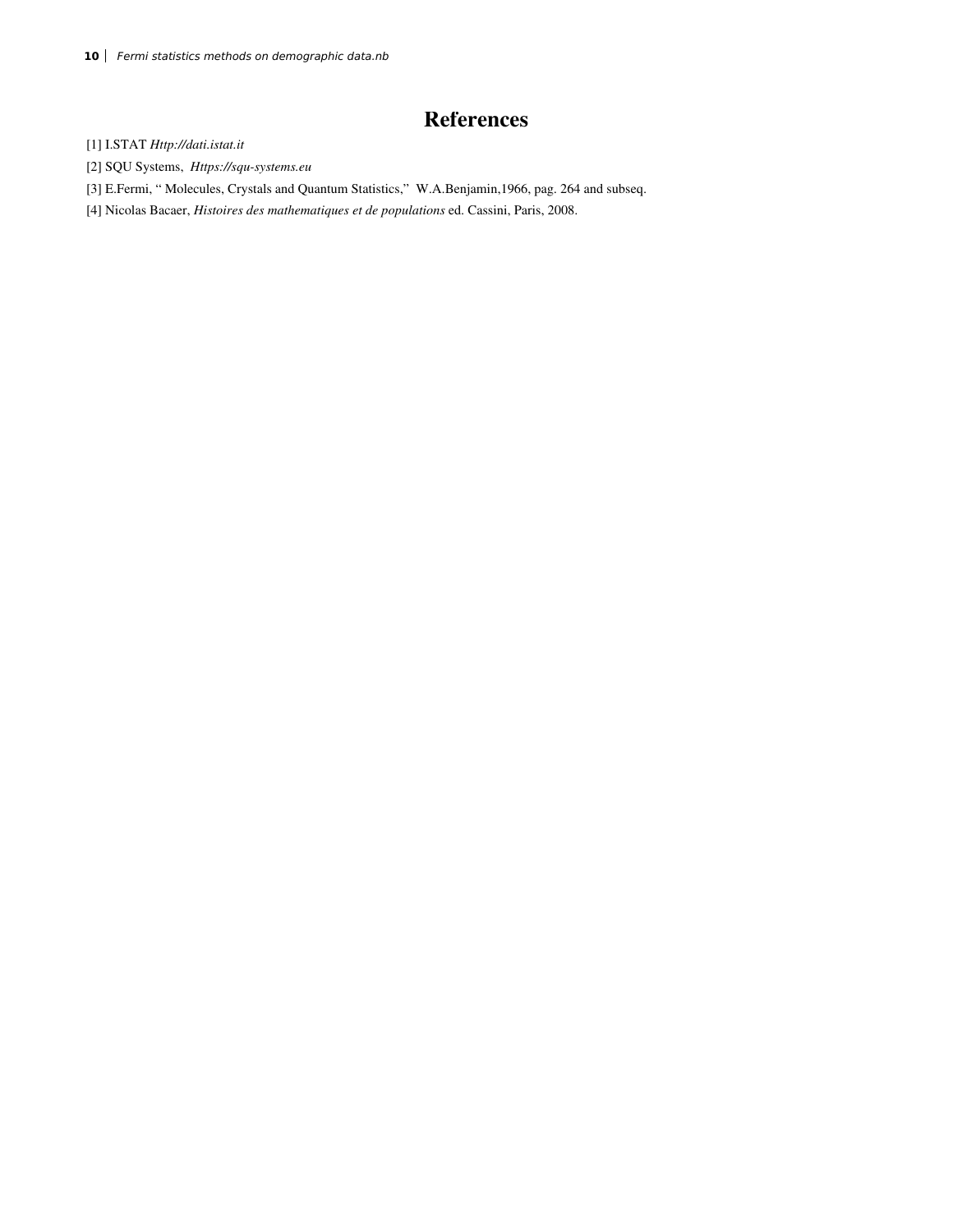# References

[1] I.STAT *Http://dati.istat.it*

[2] SQU Systems, *Https://squ-systems.eu*

[3] E.Fermi, " Molecules, Crystals and Quantum Statistics," W.A.Benjamin,1966, pag. 264 and subseq.

[4] Nicolas Bacaer, *Histoires des mathematiques et de populations* ed. Cassini, Paris, 2008.